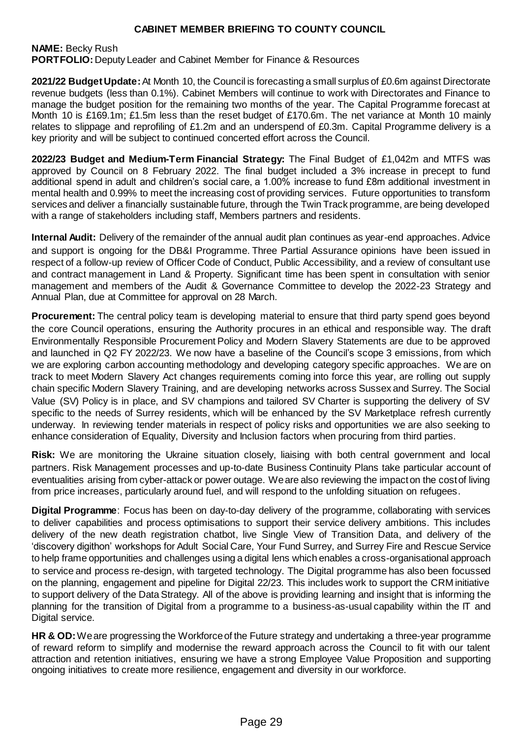# CABINET MEMBER BRIEFING TO COUNTY COUNCIL

**NAME:** Becky Rush
**PORTFOLIO:** Deputy Leader and Cabinet Member for Finance & Resources

**2021/22 Budget Update:** At Month 10, the Council is forecasting a small surplus of £0.6m against Directorate revenue budgets (less than 0.1%). Cabinet Members will continue to work with Directorates and Finance to manage the budget position for the remaining two months of the year. The Capital Programme forecast at Month 10 is £169.1m; £1.5m less than the reset budget of £170.6m. The net variance at Month 10 mainly relates to slippage and reprofiling of £1.2m and an underspend of £0.3m. Capital Programme delivery is a key priority and will be subject to continued concerted effort across the Council.

**2022/23 Budget and Medium-Term Financial Strategy:** The Final Budget of £1,042m and MTFS was approved by Council on 8 February 2022. The final budget included a 3% increase in precept to fund additional spend in adult and children's social care, a 1.00% increase to fund £8m additional investment in mental health and 0.99% to meet the increasing cost of providing services. Future opportunities to transform services and deliver a financially sustainable future, through the Twin Track programme, are being developed with a range of stakeholders including staff, Members partners and residents.

**Internal Audit:** Delivery of the remainder of the annual audit plan continues as year-end approaches. Advice and support is ongoing for the DB&I Programme. Three Partial Assurance opinions have been issued in respect of a follow-up review of Officer Code of Conduct, Public Accessibility, and a review of consultant use and contract management in Land & Property. Significant time has been spent in consultation with senior management and members of the Audit & Governance Committee to develop the 2022-23 Strategy and Annual Plan, due at Committee for approval on 28 March.

**Procurement:** The central policy team is developing material to ensure that third party spend goes beyond the core Council operations, ensuring the Authority procures in an ethical and responsible way. The draft Environmentally Responsible Procurement Policy and Modern Slavery Statements are due to be approved and launched in Q2 FY 2022/23. We now have a baseline of the Council's scope 3 emissions, from which we are exploring carbon accounting methodology and developing category specific approaches. We are on track to meet Modern Slavery Act changes requirements coming into force this year, are rolling out supply chain specific Modern Slavery Training, and are developing networks across Sussex and Surrey. The Social Value (SV) Policy is in place, and SV champions and tailored SV Charter is supporting the delivery of SV specific to the needs of Surrey residents, which will be enhanced by the SV Marketplace refresh currently underway. In reviewing tender materials in respect of policy risks and opportunities we are also seeking to enhance consideration of Equality, Diversity and Inclusion factors when procuring from third parties.

**Risk:** We are monitoring the Ukraine situation closely, liaising with both central government and local partners. Risk Management processes and up-to-date Business Continuity Plans take particular account of eventualities arising from cyber-attack or power outage. We are also reviewing the impact on the cost of living from price increases, particularly around fuel, and will respond to the unfolding situation on refugees.

**Digital Programme**: Focus has been on day-to-day delivery of the programme, collaborating with services to deliver capabilities and process optimisations to support their service delivery ambitions. This includes delivery of the new death registration chatbot, live Single View of Transition Data, and delivery of the 'discovery digithon' workshops for Adult Social Care, Your Fund Surrey, and Surrey Fire and Rescue Service to help frame opportunities and challenges using a digital lens which enables a cross-organisational approach to service and process re-design, with targeted technology. The Digital programme has also been focussed on the planning, engagement and pipeline for Digital 22/23. This includes work to support the CRM initiative to support delivery of the Data Strategy. All of the above is providing learning and insight that is informing the planning for the transition of Digital from a programme to a business-as-usual capability within the IT and Digital service.

**HR & OD:** We are progressing the Workforce of the Future strategy and undertaking a three-year programme of reward reform to simplify and modernise the reward approach across the Council to fit with our talent attraction and retention initiatives, ensuring we have a strong Employee Value Proposition and supporting ongoing initiatives to create more resilience, engagement and diversity in our workforce.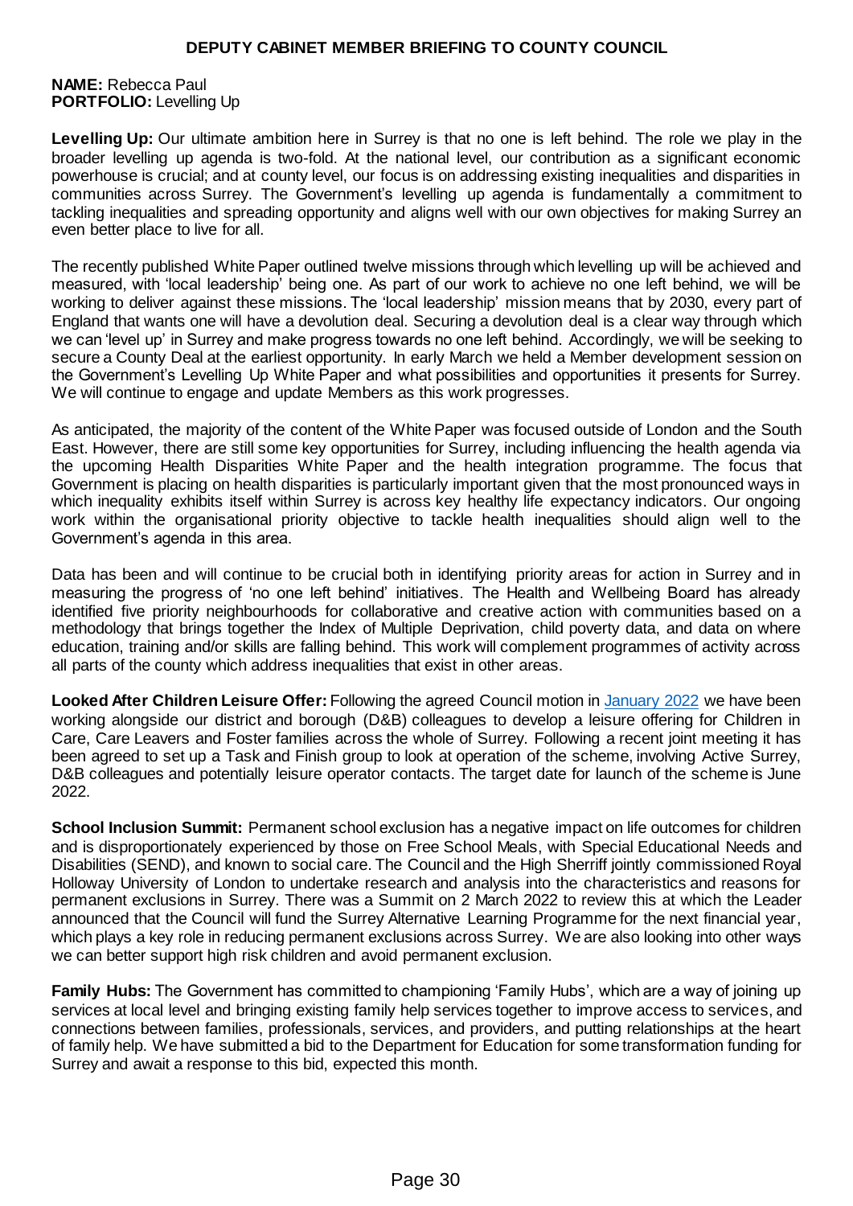# DEPUTY CABINET MEMBER BRIEFING TO COUNTY COUNCIL

**NAME:** Rebecca Paul
**PORTFOLIO:** Levelling Up

**Levelling Up:** Our ultimate ambition here in Surrey is that no one is left behind. The role we play in the broader levelling up agenda is two-fold. At the national level, our contribution as a significant economic powerhouse is crucial; and at county level, our focus is on addressing existing inequalities and disparities in communities across Surrey. The Government's levelling up agenda is fundamentally a commitment to tackling inequalities and spreading opportunity and aligns well with our own objectives for making Surrey an even better place to live for all.

The recently published White Paper outlined twelve missions through which levelling up will be achieved and measured, with 'local leadership' being one. As part of our work to achieve no one left behind, we will be working to deliver against these missions. The 'local leadership' mission means that by 2030, every part of England that wants one will have a devolution deal. Securing a devolution deal is a clear way through which we can 'level up' in Surrey and make progress towards no one left behind. Accordingly, we will be seeking to secure a County Deal at the earliest opportunity. In early March we held a Member development session on the Government's Levelling Up White Paper and what possibilities and opportunities it presents for Surrey. We will continue to engage and update Members as this work progresses.

As anticipated, the majority of the content of the White Paper was focused outside of London and the South East. However, there are still some key opportunities for Surrey, including influencing the health agenda via the upcoming Health Disparities White Paper and the health integration programme. The focus that Government is placing on health disparities is particularly important given that the most pronounced ways in which inequality exhibits itself within Surrey is across key healthy life expectancy indicators. Our ongoing work within the organisational priority objective to tackle health inequalities should align well to the Government's agenda in this area.

Data has been and will continue to be crucial both in identifying priority areas for action in Surrey and in measuring the progress of 'no one left behind' initiatives. The Health and Wellbeing Board has already identified five priority neighbourhoods for collaborative and creative action with communities based on a methodology that brings together the Index of Multiple Deprivation, child poverty data, and data on where education, training and/or skills are falling behind. This work will complement programmes of activity across all parts of the county which address inequalities that exist in other areas.

**Looked After Children Leisure Offer:** Following the agreed Council motion in January 2022 we have been working alongside our district and borough (D&B) colleagues to develop a leisure offering for Children in Care, Care Leavers and Foster families across the whole of Surrey. Following a recent joint meeting it has been agreed to set up a Task and Finish group to look at operation of the scheme, involving Active Surrey, D&B colleagues and potentially leisure operator contacts. The target date for launch of the scheme is June 2022.

**School Inclusion Summit:** Permanent school exclusion has a negative impact on life outcomes for children and is disproportionately experienced by those on Free School Meals, with Special Educational Needs and Disabilities (SEND), and known to social care. The Council and the High Sherriff jointly commissioned Royal Holloway University of London to undertake research and analysis into the characteristics and reasons for permanent exclusions in Surrey. There was a Summit on 2 March 2022 to review this at which the Leader announced that the Council will fund the Surrey Alternative Learning Programme for the next financial year, which plays a key role in reducing permanent exclusions across Surrey. We are also looking into other ways we can better support high risk children and avoid permanent exclusion.

**Family Hubs:** The Government has committed to championing 'Family Hubs', which are a way of joining up services at local level and bringing existing family help services together to improve access to services, and connections between families, professionals, services, and providers, and putting relationships at the heart of family help. We have submitted a bid to the Department for Education for some transformation funding for Surrey and await a response to this bid, expected this month.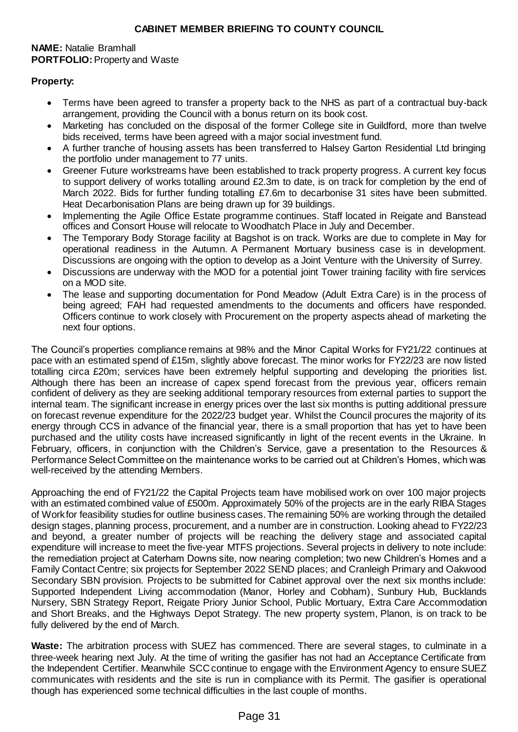# CABINET MEMBER BRIEFING TO COUNTY COUNCIL

**NAME:** Natalie Bramhall
**PORTFOLIO:** Property and Waste

**Property:**

- Terms have been agreed to transfer a property back to the NHS as part of a contractual buy-back arrangement, providing the Council with a bonus return on its book cost.
- Marketing has concluded on the disposal of the former College site in Guildford, more than twelve bids received, terms have been agreed with a major social investment fund.
- A further tranche of housing assets has been transferred to Halsey Garton Residential Ltd bringing the portfolio under management to 77 units.
- Greener Future workstreams have been established to track property progress. A current key focus to support delivery of works totalling around £2.3m to date, is on track for completion by the end of March 2022. Bids for further funding totalling £7.6m to decarbonise 31 sites have been submitted. Heat Decarbonisation Plans are being drawn up for 39 buildings.
- Implementing the Agile Office Estate programme continues. Staff located in Reigate and Banstead offices and Consort House will relocate to Woodhatch Place in July and December.
- The Temporary Body Storage facility at Bagshot is on track. Works are due to complete in May for operational readiness in the Autumn. A Permanent Mortuary business case is in development. Discussions are ongoing with the option to develop as a Joint Venture with the University of Surrey.
- Discussions are underway with the MOD for a potential joint Tower training facility with fire services on a MOD site.
- The lease and supporting documentation for Pond Meadow (Adult Extra Care) is in the process of being agreed; FAH had requested amendments to the documents and officers have responded. Officers continue to work closely with Procurement on the property aspects ahead of marketing the next four options.

The Council's properties compliance remains at 98% and the Minor Capital Works for FY21/22 continues at pace with an estimated spend of £15m, slightly above forecast. The minor works for FY22/23 are now listed totalling circa £20m; services have been extremely helpful supporting and developing the priorities list. Although there has been an increase of capex spend forecast from the previous year, officers remain confident of delivery as they are seeking additional temporary resources from external parties to support the internal team. The significant increase in energy prices over the last six months is putting additional pressure on forecast revenue expenditure for the 2022/23 budget year. Whilst the Council procures the majority of its energy through CCS in advance of the financial year, there is a small proportion that has yet to have been purchased and the utility costs have increased significantly in light of the recent events in the Ukraine. In February, officers, in conjunction with the Children's Service, gave a presentation to the Resources & Performance Select Committee on the maintenance works to be carried out at Children's Homes, which was well-received by the attending Members.

Approaching the end of FY21/22 the Capital Projects team have mobilised work on over 100 major projects with an estimated combined value of £500m. Approximately 50% of the projects are in the early RIBA Stages of Work for feasibility studies for outline business cases. The remaining 50% are working through the detailed design stages, planning process, procurement, and a number are in construction. Looking ahead to FY22/23 and beyond, a greater number of projects will be reaching the delivery stage and associated capital expenditure will increase to meet the five-year MTFS projections. Several projects in delivery to note include: the remediation project at Caterham Downs site, now nearing completion; two new Children's Homes and a Family Contact Centre; six projects for September 2022 SEND places; and Cranleigh Primary and Oakwood Secondary SBN provision. Projects to be submitted for Cabinet approval over the next six months include: Supported Independent Living accommodation (Manor, Horley and Cobham), Sunbury Hub, Bucklands Nursery, SBN Strategy Report, Reigate Priory Junior School, Public Mortuary, Extra Care Accommodation and Short Breaks, and the Highways Depot Strategy. The new property system, Planon, is on track to be fully delivered by the end of March.

**Waste:** The arbitration process with SUEZ has commenced. There are several stages, to culminate in a three-week hearing next July. At the time of writing the gasifier has not had an Acceptance Certificate from the Independent Certifier. Meanwhile SCC continue to engage with the Environment Agency to ensure SUEZ communicates with residents and the site is run in compliance with its Permit. The gasifier is operational though has experienced some technical difficulties in the last couple of months.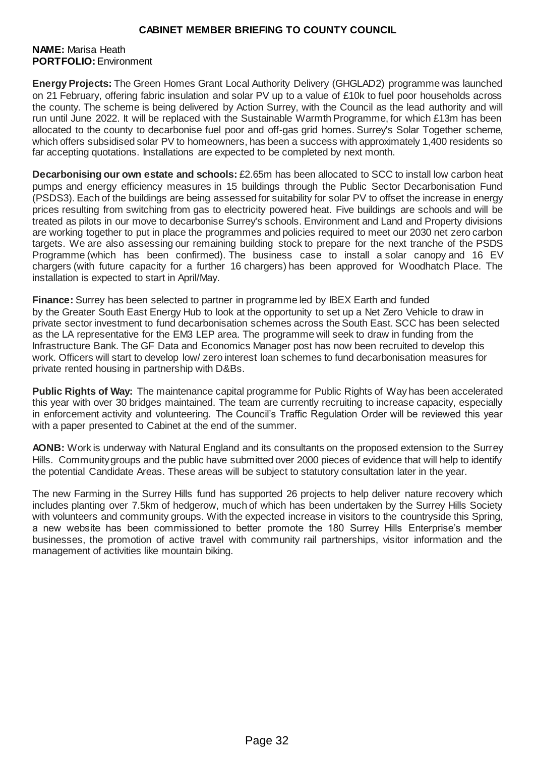# CABINET MEMBER BRIEFING TO COUNTY COUNCIL

**NAME:** Marisa Heath
**PORTFOLIO:** Environment

**Energy Projects:** The Green Homes Grant Local Authority Delivery (GHGLAD2) programme was launched on 21 February, offering fabric insulation and solar PV up to a value of £10k to fuel poor households across the county. The scheme is being delivered by Action Surrey, with the Council as the lead authority and will run until June 2022. It will be replaced with the Sustainable Warmth Programme, for which £13m has been allocated to the county to decarbonise fuel poor and off-gas grid homes. Surrey's Solar Together scheme, which offers subsidised solar PV to homeowners, has been a success with approximately 1,400 residents so far accepting quotations. Installations are expected to be completed by next month.

**Decarbonising our own estate and schools:** £2.65m has been allocated to SCC to install low carbon heat pumps and energy efficiency measures in 15 buildings through the Public Sector Decarbonisation Fund (PSDS3). Each of the buildings are being assessed for suitability for solar PV to offset the increase in energy prices resulting from switching from gas to electricity powered heat. Five buildings are schools and will be treated as pilots in our move to decarbonise Surrey's schools. Environment and Land and Property divisions are working together to put in place the programmes and policies required to meet our 2030 net zero carbon targets. We are also assessing our remaining building stock to prepare for the next tranche of the PSDS Programme (which has been confirmed). The business case to install a solar canopy and 16 EV chargers (with future capacity for a further 16 chargers) has been approved for Woodhatch Place. The installation is expected to start in April/May.

**Finance:** Surrey has been selected to partner in programme led by IBEX Earth and funded by the Greater South East Energy Hub to look at the opportunity to set up a Net Zero Vehicle to draw in private sector investment to fund decarbonisation schemes across the South East. SCC has been selected as the LA representative for the EM3 LEP area. The programme will seek to draw in funding from the Infrastructure Bank. The GF Data and Economics Manager post has now been recruited to develop this work. Officers will start to develop low/ zero interest loan schemes to fund decarbonisation measures for private rented housing in partnership with D&Bs.

**Public Rights of Way:** The maintenance capital programme for Public Rights of Way has been accelerated this year with over 30 bridges maintained. The team are currently recruiting to increase capacity, especially in enforcement activity and volunteering. The Council's Traffic Regulation Order will be reviewed this year with a paper presented to Cabinet at the end of the summer.

**AONB:** Work is underway with Natural England and its consultants on the proposed extension to the Surrey Hills. Community groups and the public have submitted over 2000 pieces of evidence that will help to identify the potential Candidate Areas. These areas will be subject to statutory consultation later in the year.

The new Farming in the Surrey Hills fund has supported 26 projects to help deliver nature recovery which includes planting over 7.5km of hedgerow, much of which has been undertaken by the Surrey Hills Society with volunteers and community groups. With the expected increase in visitors to the countryside this Spring, a new website has been commissioned to better promote the 180 Surrey Hills Enterprise's member businesses, the promotion of active travel with community rail partnerships, visitor information and the management of activities like mountain biking.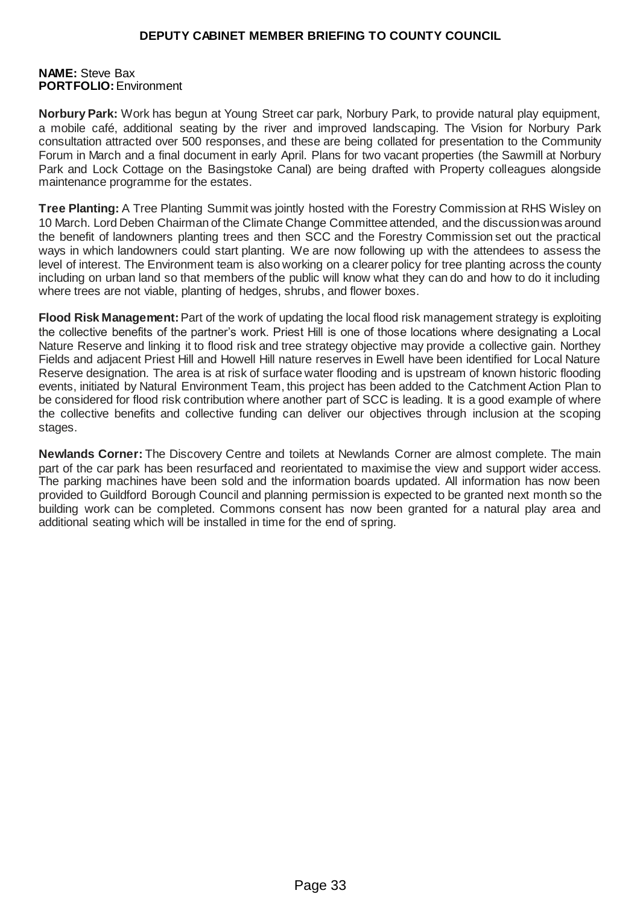# DEPUTY CABINET MEMBER BRIEFING TO COUNTY COUNCIL

**NAME:** Steve Bax
**PORTFOLIO:** Environment

**Norbury Park:** Work has begun at Young Street car park, Norbury Park, to provide natural play equipment, a mobile café, additional seating by the river and improved landscaping. The Vision for Norbury Park consultation attracted over 500 responses, and these are being collated for presentation to the Community Forum in March and a final document in early April. Plans for two vacant properties (the Sawmill at Norbury Park and Lock Cottage on the Basingstoke Canal) are being drafted with Property colleagues alongside maintenance programme for the estates.

**Tree Planting:** A Tree Planting Summit was jointly hosted with the Forestry Commission at RHS Wisley on 10 March. Lord Deben Chairman of the Climate Change Committee attended, and the discussion was around the benefit of landowners planting trees and then SCC and the Forestry Commission set out the practical ways in which landowners could start planting. We are now following up with the attendees to assess the level of interest. The Environment team is also working on a clearer policy for tree planting across the county including on urban land so that members of the public will know what they can do and how to do it including where trees are not viable, planting of hedges, shrubs, and flower boxes.

**Flood Risk Management:** Part of the work of updating the local flood risk management strategy is exploiting the collective benefits of the partner's work. Priest Hill is one of those locations where designating a Local Nature Reserve and linking it to flood risk and tree strategy objective may provide a collective gain. Northey Fields and adjacent Priest Hill and Howell Hill nature reserves in Ewell have been identified for Local Nature Reserve designation. The area is at risk of surface water flooding and is upstream of known historic flooding events, initiated by Natural Environment Team, this project has been added to the Catchment Action Plan to be considered for flood risk contribution where another part of SCC is leading. It is a good example of where the collective benefits and collective funding can deliver our objectives through inclusion at the scoping stages.

**Newlands Corner:** The Discovery Centre and toilets at Newlands Corner are almost complete. The main part of the car park has been resurfaced and reorientated to maximise the view and support wider access. The parking machines have been sold and the information boards updated. All information has now been provided to Guildford Borough Council and planning permission is expected to be granted next month so the building work can be completed. Commons consent has now been granted for a natural play area and additional seating which will be installed in time for the end of spring.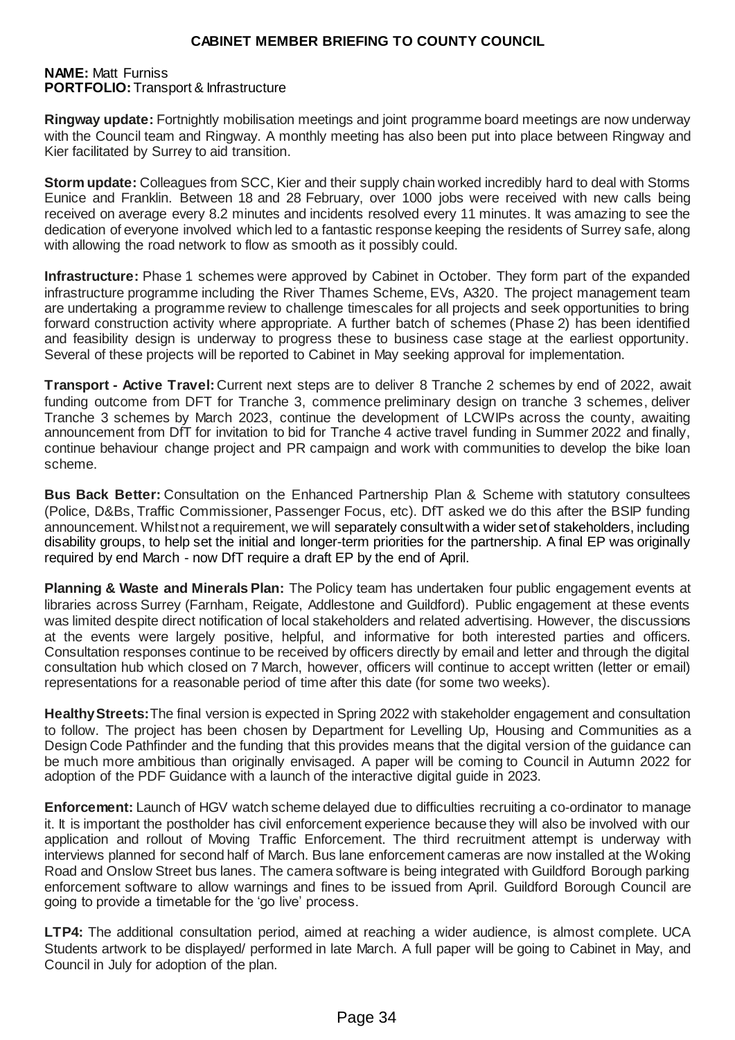# CABINET MEMBER BRIEFING TO COUNTY COUNCIL

**NAME:** Matt Furniss
**PORTFOLIO:** Transport & Infrastructure

**Ringway update:** Fortnightly mobilisation meetings and joint programme board meetings are now underway with the Council team and Ringway. A monthly meeting has also been put into place between Ringway and Kier facilitated by Surrey to aid transition.

**Storm update:** Colleagues from SCC, Kier and their supply chain worked incredibly hard to deal with Storms Eunice and Franklin. Between 18 and 28 February, over 1000 jobs were received with new calls being received on average every 8.2 minutes and incidents resolved every 11 minutes. It was amazing to see the dedication of everyone involved which led to a fantastic response keeping the residents of Surrey safe, along with allowing the road network to flow as smooth as it possibly could.

**Infrastructure:** Phase 1 schemes were approved by Cabinet in October. They form part of the expanded infrastructure programme including the River Thames Scheme, EVs, A320. The project management team are undertaking a programme review to challenge timescales for all projects and seek opportunities to bring forward construction activity where appropriate. A further batch of schemes (Phase 2) has been identified and feasibility design is underway to progress these to business case stage at the earliest opportunity. Several of these projects will be reported to Cabinet in May seeking approval for implementation.

**Transport - Active Travel:** Current next steps are to deliver 8 Tranche 2 schemes by end of 2022, await funding outcome from DFT for Tranche 3, commence preliminary design on tranche 3 schemes, deliver Tranche 3 schemes by March 2023, continue the development of LCWIPs across the county, awaiting announcement from DfT for invitation to bid for Tranche 4 active travel funding in Summer 2022 and finally, continue behaviour change project and PR campaign and work with communities to develop the bike loan scheme.

**Bus Back Better:** Consultation on the Enhanced Partnership Plan & Scheme with statutory consultees (Police, D&Bs, Traffic Commissioner, Passenger Focus, etc). DfT asked we do this after the BSIP funding announcement. Whilst not a requirement, we will separately consult with a wider set of stakeholders, including disability groups, to help set the initial and longer-term priorities for the partnership. A final EP was originally required by end March - now DfT require a draft EP by the end of April.

**Planning & Waste and Minerals Plan:** The Policy team has undertaken four public engagement events at libraries across Surrey (Farnham, Reigate, Addlestone and Guildford). Public engagement at these events was limited despite direct notification of local stakeholders and related advertising. However, the discussions at the events were largely positive, helpful, and informative for both interested parties and officers. Consultation responses continue to be received by officers directly by email and letter and through the digital consultation hub which closed on 7 March, however, officers will continue to accept written (letter or email) representations for a reasonable period of time after this date (for some two weeks).

**Healthy Streets:** The final version is expected in Spring 2022 with stakeholder engagement and consultation to follow. The project has been chosen by Department for Levelling Up, Housing and Communities as a Design Code Pathfinder and the funding that this provides means that the digital version of the guidance can be much more ambitious than originally envisaged. A paper will be coming to Council in Autumn 2022 for adoption of the PDF Guidance with a launch of the interactive digital guide in 2023.

**Enforcement:** Launch of HGV watch scheme delayed due to difficulties recruiting a co-ordinator to manage it. It is important the postholder has civil enforcement experience because they will also be involved with our application and rollout of Moving Traffic Enforcement. The third recruitment attempt is underway with interviews planned for second half of March. Bus lane enforcement cameras are now installed at the Woking Road and Onslow Street bus lanes. The camera software is being integrated with Guildford Borough parking enforcement software to allow warnings and fines to be issued from April. Guildford Borough Council are going to provide a timetable for the 'go live' process.

**LTP4:** The additional consultation period, aimed at reaching a wider audience, is almost complete. UCA Students artwork to be displayed/ performed in late March. A full paper will be going to Cabinet in May, and Council in July for adoption of the plan.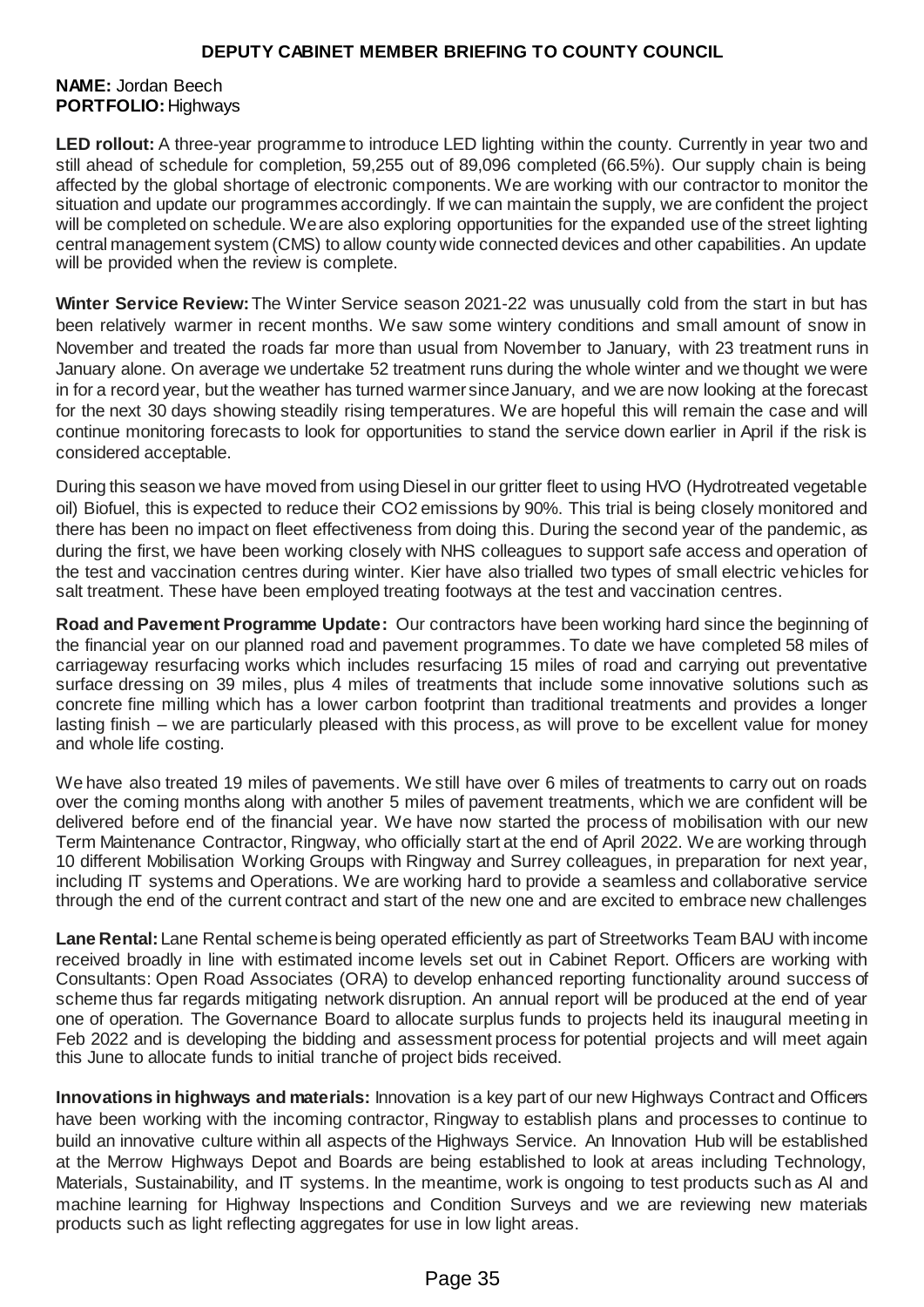## DEPUTY CABINET MEMBER BRIEFING TO COUNTY COUNCIL

**NAME:** Jordan Beech
**PORTFOLIO:** Highways

**LED rollout:** A three-year programme to introduce LED lighting within the county. Currently in year two and still ahead of schedule for completion, 59,255 out of 89,096 completed (66.5%). Our supply chain is being affected by the global shortage of electronic components. We are working with our contractor to monitor the situation and update our programmes accordingly. If we can maintain the supply, we are confident the project will be completed on schedule. We are also exploring opportunities for the expanded use of the street lighting central management system (CMS) to allow county wide connected devices and other capabilities. An update will be provided when the review is complete.

**Winter Service Review:** The Winter Service season 2021-22 was unusually cold from the start in but has been relatively warmer in recent months. We saw some wintery conditions and small amount of snow in November and treated the roads far more than usual from November to January, with 23 treatment runs in January alone. On average we undertake 52 treatment runs during the whole winter and we thought we were in for a record year, but the weather has turned warmer since January, and we are now looking at the forecast for the next 30 days showing steadily rising temperatures. We are hopeful this will remain the case and will continue monitoring forecasts to look for opportunities to stand the service down earlier in April if the risk is considered acceptable.

During this season we have moved from using Diesel in our gritter fleet to using HVO (Hydrotreated vegetable oil) Biofuel, this is expected to reduce their $CO_2$ emissions by 90%. This trial is being closely monitored and there has been no impact on fleet effectiveness from doing this. During the second year of the pandemic, as during the first, we have been working closely with NHS colleagues to support safe access and operation of the test and vaccination centres during winter. Kier have also trialled two types of small electric vehicles for salt treatment. These have been employed treating footways at the test and vaccination centres.

**Road and Pavement Programme Update:** Our contractors have been working hard since the beginning of the financial year on our planned road and pavement programmes. To date we have completed 58 miles of carriageway resurfacing works which includes resurfacing 15 miles of road and carrying out preventative surface dressing on 39 miles, plus 4 miles of treatments that include some innovative solutions such as concrete fine milling which has a lower carbon footprint than traditional treatments and provides a longer lasting finish – we are particularly pleased with this process, as will prove to be excellent value for money and whole life costing.

We have also treated 19 miles of pavements. We still have over 6 miles of treatments to carry out on roads over the coming months along with another 5 miles of pavement treatments, which we are confident will be delivered before end of the financial year. We have now started the process of mobilisation with our new Term Maintenance Contractor, Ringway, who officially start at the end of April 2022. We are working through 10 different Mobilisation Working Groups with Ringway and Surrey colleagues, in preparation for next year, including IT systems and Operations. We are working hard to provide a seamless and collaborative service through the end of the current contract and start of the new one and are excited to embrace new challenges

**Lane Rental:** Lane Rental scheme is being operated efficiently as part of Streetworks Team BAU with income received broadly in line with estimated income levels set out in Cabinet Report. Officers are working with Consultants: Open Road Associates (ORA) to develop enhanced reporting functionality around success of scheme thus far regards mitigating network disruption. An annual report will be produced at the end of year one of operation. The Governance Board to allocate surplus funds to projects held its inaugural meeting in Feb 2022 and is developing the bidding and assessment process for potential projects and will meet again this June to allocate funds to initial tranche of project bids received.

**Innovations in highways and materials:** Innovation is a key part of our new Highways Contract and Officers have been working with the incoming contractor, Ringway to establish plans and processes to continue to build an innovative culture within all aspects of the Highways Service. An Innovation Hub will be established at the Merrow Highways Depot and Boards are being established to look at areas including Technology, Materials, Sustainability, and IT systems. In the meantime, work is ongoing to test products such as AI and machine learning for Highway Inspections and Condition Surveys and we are reviewing new materials products such as light reflecting aggregates for use in low light areas.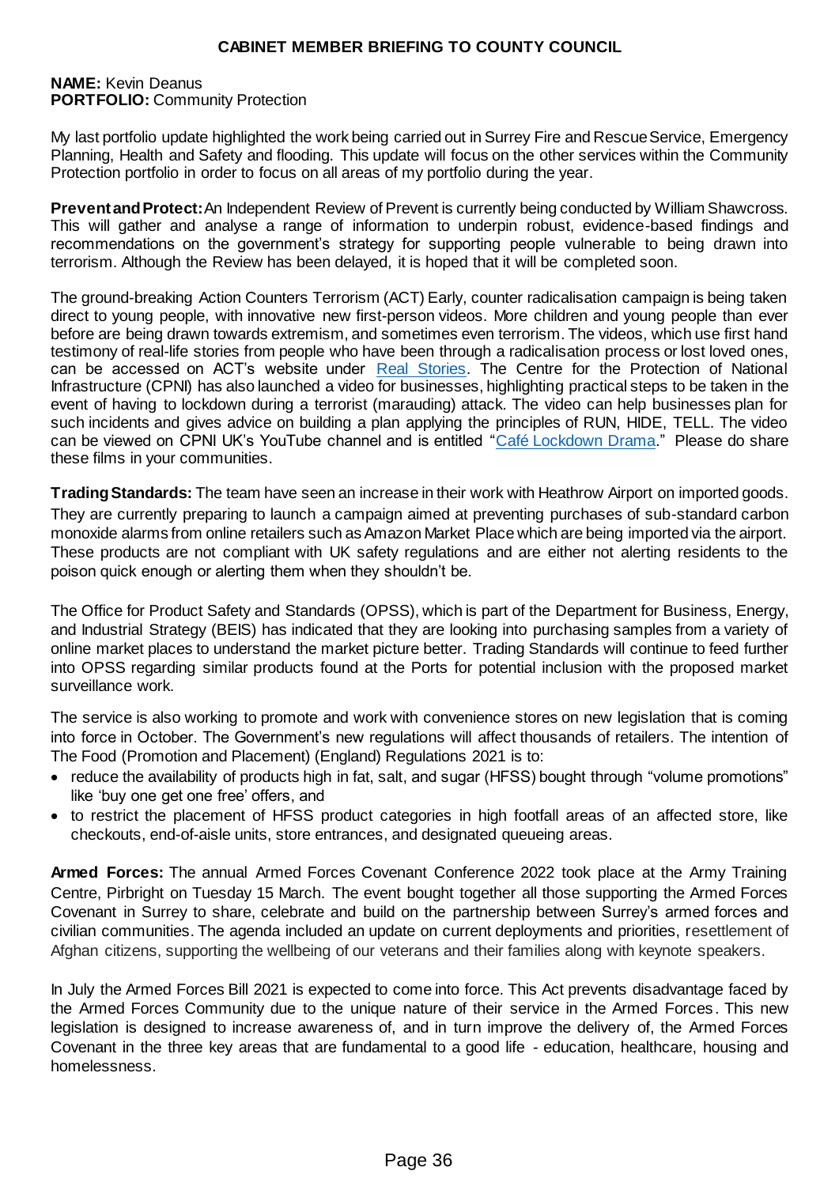**CABINET MEMBER BRIEFING TO COUNTY COUNCIL**

**NAME:** Kevin Deanus
**PORTFOLIO:** Community Protection

My last portfolio update highlighted the work being carried out in Surrey Fire and Rescue Service, Emergency Planning, Health and Safety and flooding. This update will focus on the other services within the Community Protection portfolio in order to focus on all areas of my portfolio during the year.

**Prevent and Protect:** An Independent Review of Prevent is currently being conducted by William Shawcross. This will gather and analyse a range of information to underpin robust, evidence-based findings and recommendations on the government's strategy for supporting people vulnerable to being drawn into terrorism. Although the Review has been delayed, it is hoped that it will be completed soon.

The ground-breaking Action Counters Terrorism (ACT) Early, counter radicalisation campaign is being taken direct to young people, with innovative new first-person videos. More children and young people than ever before are being drawn towards extremism, and sometimes even terrorism. The videos, which use first hand testimony of real-life stories from people who have been through a radicalisation process or lost loved ones, can be accessed on ACT's website under Real Stories. The Centre for the Protection of National Infrastructure (CPNI) has also launched a video for businesses, highlighting practical steps to be taken in the event of having to lockdown during a terrorist (marauding) attack. The video can help businesses plan for such incidents and gives advice on building a plan applying the principles of RUN, HIDE, TELL. The video can be viewed on CPNI UK's YouTube channel and is entitled "Café Lockdown Drama." Please do share these films in your communities.

**Trading Standards:** The team have seen an increase in their work with Heathrow Airport on imported goods. They are currently preparing to launch a campaign aimed at preventing purchases of sub-standard carbon monoxide alarms from online retailers such as Amazon Market Place which are being imported via the airport. These products are not compliant with UK safety regulations and are either not alerting residents to the poison quick enough or alerting them when they shouldn't be.

The Office for Product Safety and Standards (OPSS), which is part of the Department for Business, Energy, and Industrial Strategy (BEIS) has indicated that they are looking into purchasing samples from a variety of online market places to understand the market picture better. Trading Standards will continue to feed further into OPSS regarding similar products found at the Ports for potential inclusion with the proposed market surveillance work.

The service is also working to promote and work with convenience stores on new legislation that is coming into force in October. The Government's new regulations will affect thousands of retailers. The intention of The Food (Promotion and Placement) (England) Regulations 2021 is to:

- reduce the availability of products high in fat, salt, and sugar (HFSS) bought through "volume promotions" like 'buy one get one free' offers, and
- to restrict the placement of HFSS product categories in high footfall areas of an affected store, like checkouts, end-of-aisle units, store entrances, and designated queueing areas.

**Armed Forces:** The annual Armed Forces Covenant Conference 2022 took place at the Army Training Centre, Pirbright on Tuesday 15 March. The event bought together all those supporting the Armed Forces Covenant in Surrey to share, celebrate and build on the partnership between Surrey's armed forces and civilian communities. The agenda included an update on current deployments and priorities, resettlement of Afghan citizens, supporting the wellbeing of our veterans and their families along with keynote speakers.

In July the Armed Forces Bill 2021 is expected to come into force. This Act prevents disadvantage faced by the Armed Forces Community due to the unique nature of their service in the Armed Forces. This new legislation is designed to increase awareness of, and in turn improve the delivery of, the Armed Forces Covenant in the three key areas that are fundamental to a good life - education, healthcare, housing and homelessness.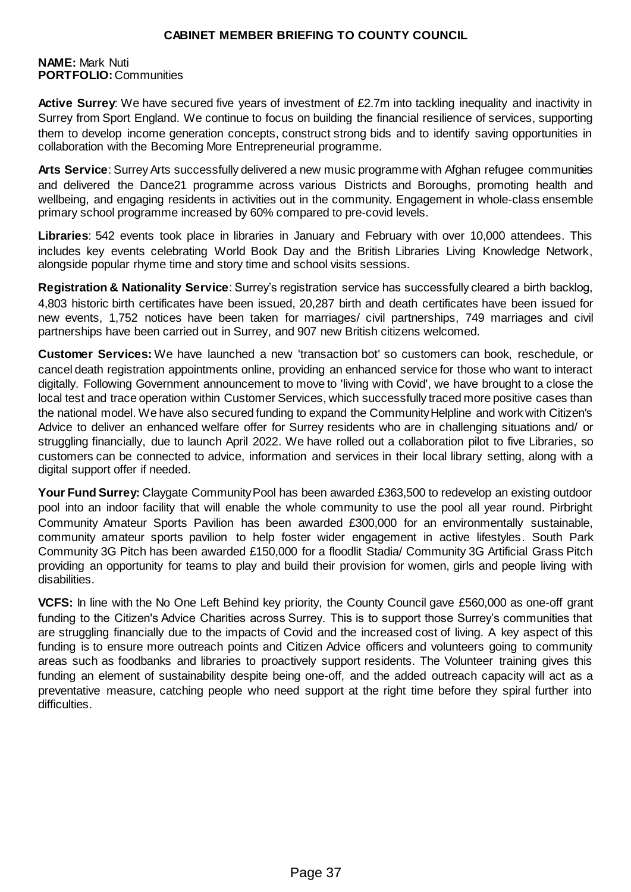# CABINET MEMBER BRIEFING TO COUNTY COUNCIL

**NAME:** Mark Nuti
**PORTFOLIO:** Communities

**Active Surrey**: We have secured five years of investment of £2.7m into tackling inequality and inactivity in Surrey from Sport England. We continue to focus on building the financial resilience of services, supporting them to develop income generation concepts, construct strong bids and to identify saving opportunities in collaboration with the Becoming More Entrepreneurial programme.

**Arts Service**: Surrey Arts successfully delivered a new music programme with Afghan refugee communities and delivered the Dance21 programme across various Districts and Boroughs, promoting health and wellbeing, and engaging residents in activities out in the community. Engagement in whole-class ensemble primary school programme increased by 60% compared to pre-covid levels.

**Libraries**: 542 events took place in libraries in January and February with over 10,000 attendees. This includes key events celebrating World Book Day and the British Libraries Living Knowledge Network, alongside popular rhyme time and story time and school visits sessions.

**Registration & Nationality Service**: Surrey's registration service has successfully cleared a birth backlog, 4,803 historic birth certificates have been issued, 20,287 birth and death certificates have been issued for new events, 1,752 notices have been taken for marriages/ civil partnerships, 749 marriages and civil partnerships have been carried out in Surrey, and 907 new British citizens welcomed.

**Customer Services:** We have launched a new 'transaction bot' so customers can book, reschedule, or cancel death registration appointments online, providing an enhanced service for those who want to interact digitally. Following Government announcement to move to 'living with Covid', we have brought to a close the local test and trace operation within Customer Services, which successfully traced more positive cases than the national model. We have also secured funding to expand the Community Helpline and work with Citizen's Advice to deliver an enhanced welfare offer for Surrey residents who are in challenging situations and/ or struggling financially, due to launch April 2022. We have rolled out a collaboration pilot to five Libraries, so customers can be connected to advice, information and services in their local library setting, along with a digital support offer if needed.

**Your Fund Surrey:** Claygate Community Pool has been awarded £363,500 to redevelop an existing outdoor pool into an indoor facility that will enable the whole community to use the pool all year round. Pirbright Community Amateur Sports Pavilion has been awarded £300,000 for an environmentally sustainable, community amateur sports pavilion to help foster wider engagement in active lifestyles. South Park Community 3G Pitch has been awarded £150,000 for a floodlit Stadia/ Community 3G Artificial Grass Pitch providing an opportunity for teams to play and build their provision for women, girls and people living with disabilities.

**VCFS:** In line with the No One Left Behind key priority, the County Council gave £560,000 as one-off grant funding to the Citizen's Advice Charities across Surrey. This is to support those Surrey's communities that are struggling financially due to the impacts of Covid and the increased cost of living. A key aspect of this funding is to ensure more outreach points and Citizen Advice officers and volunteers going to community areas such as foodbanks and libraries to proactively support residents. The Volunteer training gives this funding an element of sustainability despite being one-off, and the added outreach capacity will act as a preventative measure, catching people who need support at the right time before they spiral further into difficulties.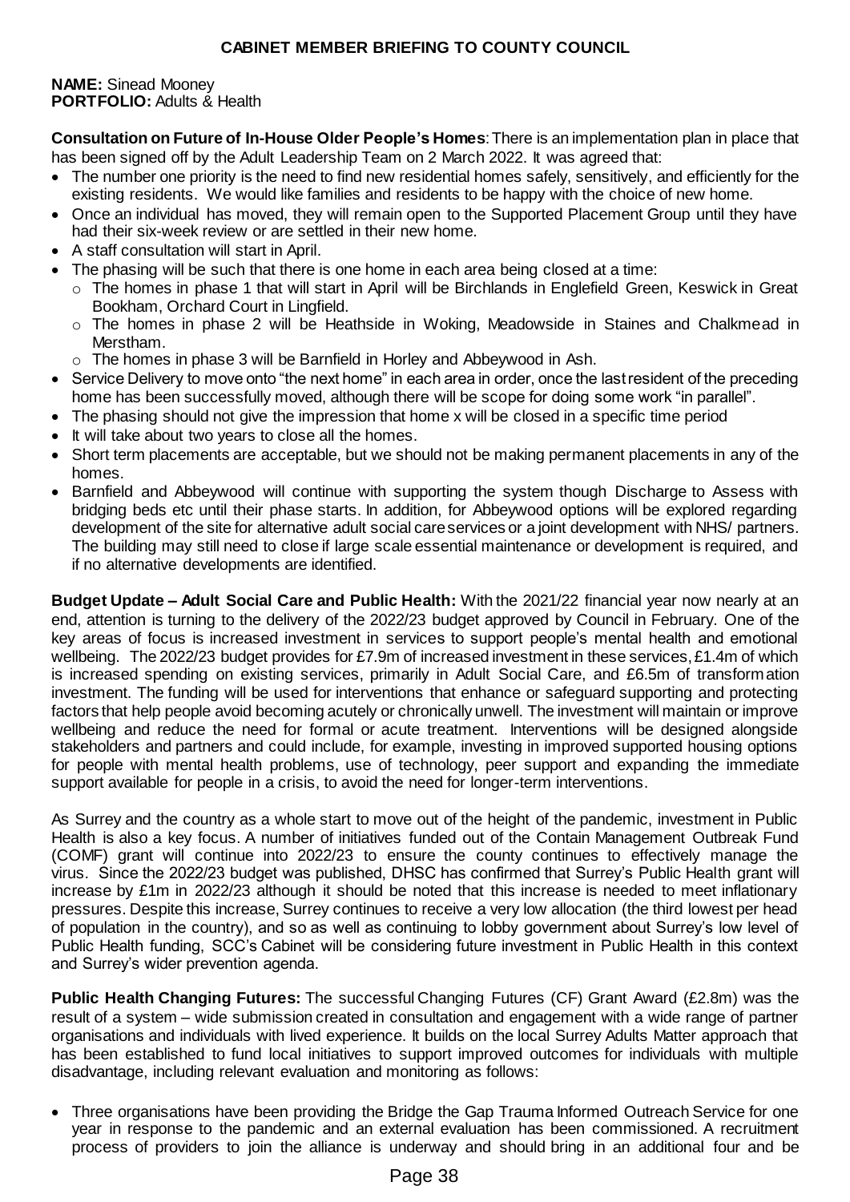## CABINET MEMBER BRIEFING TO COUNTY COUNCIL

**NAME:** Sinead Mooney
**PORTFOLIO:** Adults & Health

**Consultation on Future of In-House Older People's Homes**: There is an implementation plan in place that has been signed off by the Adult Leadership Team on 2 March 2022. It was agreed that:

- The number one priority is the need to find new residential homes safely, sensitively, and efficiently for the existing residents. We would like families and residents to be happy with the choice of new home.
- Once an individual has moved, they will remain open to the Supported Placement Group until they have had their six-week review or are settled in their new home.
- A staff consultation will start in April.
- The phasing will be such that there is one home in each area being closed at a time:
  - The homes in phase 1 that will start in April will be Birchlands in Englefield Green, Keswick in Great Bookham, Orchard Court in Lingfield.
  - The homes in phase 2 will be Heathside in Woking, Meadowside in Staines and Chalkmead in Merstham.
  - The homes in phase 3 will be Barnfield in Horley and Abbeywood in Ash.
- Service Delivery to move onto "the next home" in each area in order, once the last resident of the preceding home has been successfully moved, although there will be scope for doing some work "in parallel".
- The phasing should not give the impression that home x will be closed in a specific time period
- It will take about two years to close all the homes.
- Short term placements are acceptable, but we should not be making permanent placements in any of the homes.
- Barnfield and Abbeywood will continue with supporting the system though Discharge to Assess with bridging beds etc until their phase starts. In addition, for Abbeywood options will be explored regarding development of the site for alternative adult social care services or a joint development with NHS/ partners. The building may still need to close if large scale essential maintenance or development is required, and if no alternative developments are identified.

**Budget Update – Adult Social Care and Public Health:** With the 2021/22 financial year now nearly at an end, attention is turning to the delivery of the 2022/23 budget approved by Council in February. One of the key areas of focus is increased investment in services to support people's mental health and emotional wellbeing. The 2022/23 budget provides for £7.9m of increased investment in these services, £1.4m of which is increased spending on existing services, primarily in Adult Social Care, and £6.5m of transformation investment. The funding will be used for interventions that enhance or safeguard supporting and protecting factors that help people avoid becoming acutely or chronically unwell. The investment will maintain or improve wellbeing and reduce the need for formal or acute treatment. Interventions will be designed alongside stakeholders and partners and could include, for example, investing in improved supported housing options for people with mental health problems, use of technology, peer support and expanding the immediate support available for people in a crisis, to avoid the need for longer-term interventions.

As Surrey and the country as a whole start to move out of the height of the pandemic, investment in Public Health is also a key focus. A number of initiatives funded out of the Contain Management Outbreak Fund (COMF) grant will continue into 2022/23 to ensure the county continues to effectively manage the virus. Since the 2022/23 budget was published, DHSC has confirmed that Surrey's Public Health grant will increase by £1m in 2022/23 although it should be noted that this increase is needed to meet inflationary pressures. Despite this increase, Surrey continues to receive a very low allocation (the third lowest per head of population in the country), and so as well as continuing to lobby government about Surrey's low level of Public Health funding, SCC's Cabinet will be considering future investment in Public Health in this context and Surrey's wider prevention agenda.

**Public Health Changing Futures:** The successful Changing Futures (CF) Grant Award (£2.8m) was the result of a system – wide submission created in consultation and engagement with a wide range of partner organisations and individuals with lived experience. It builds on the local Surrey Adults Matter approach that has been established to fund local initiatives to support improved outcomes for individuals with multiple disadvantage, including relevant evaluation and monitoring as follows:

- Three organisations have been providing the Bridge the Gap Trauma Informed Outreach Service for one year in response to the pandemic and an external evaluation has been commissioned. A recruitment process of providers to join the alliance is underway and should bring in an additional four and be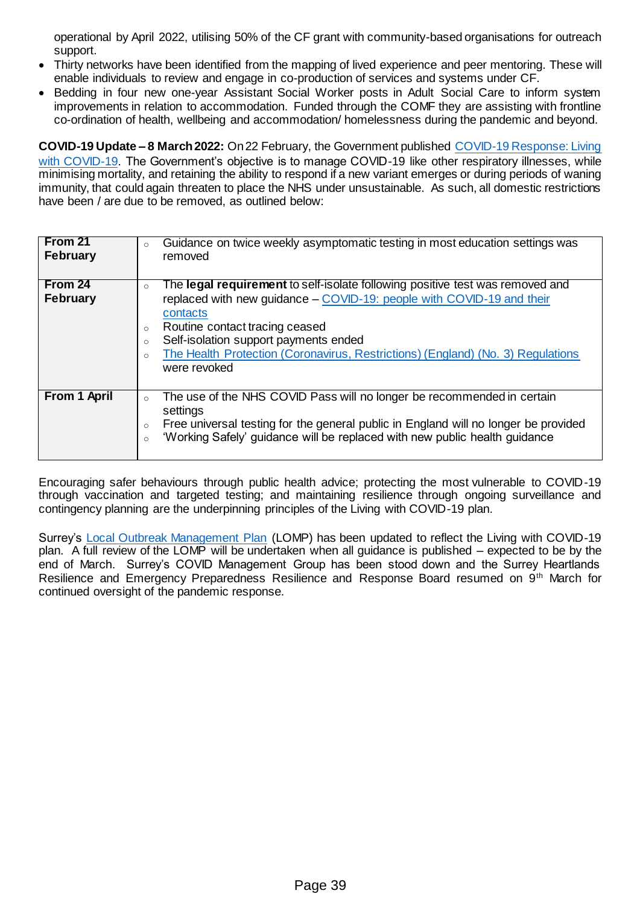operational by April 2022, utilising 50% of the CF grant with community-based organisations for outreach support.

- Thirty networks have been identified from the mapping of lived experience and peer mentoring. These will enable individuals to review and engage in co-production of services and systems under CF.
- Bedding in four new one-year Assistant Social Worker posts in Adult Social Care to inform system improvements in relation to accommodation. Funded through the COMF they are assisting with frontline co-ordination of health, wellbeing and accommodation/ homelessness during the pandemic and beyond.

**COVID-19 Update – 8 March 2022:** On 22 February, the Government published COVID-19 Response: Living with COVID-19. The Government's objective is to manage COVID-19 like other respiratory illnesses, while minimising mortality, and retaining the ability to respond if a new variant emerges or during periods of waning immunity, that could again threaten to place the NHS under unsustainable. As such, all domestic restrictions have been / are due to be removed, as outlined below:

| | |
|---|---|
| **From 21 February** | ○ Guidance on twice weekly asymptomatic testing in most education settings was removed |
| **From 24 February** | ○ The **legal requirement** to self-isolate following positive test was removed and replaced with new guidance – COVID-19: people with COVID-19 and their contacts<br>○ Routine contact tracing ceased<br>○ Self-isolation support payments ended<br>○ The Health Protection (Coronavirus, Restrictions) (England) (No. 3) Regulations were revoked |
| **From 1 April** | ○ The use of the NHS COVID Pass will no longer be recommended in certain settings<br>○ Free universal testing for the general public in England will no longer be provided<br>○ 'Working Safely' guidance will be replaced with new public health guidance |

Encouraging safer behaviours through public health advice; protecting the most vulnerable to COVID-19 through vaccination and targeted testing; and maintaining resilience through ongoing surveillance and contingency planning are the underpinning principles of the Living with COVID-19 plan.

Surrey's Local Outbreak Management Plan (LOMP) has been updated to reflect the Living with COVID-19 plan. A full review of the LOMP will be undertaken when all guidance is published – expected to be by the end of March. Surrey's COVID Management Group has been stood down and the Surrey Heartlands Resilience and Emergency Preparedness Resilience and Response Board resumed on 9th March for continued oversight of the pandemic response.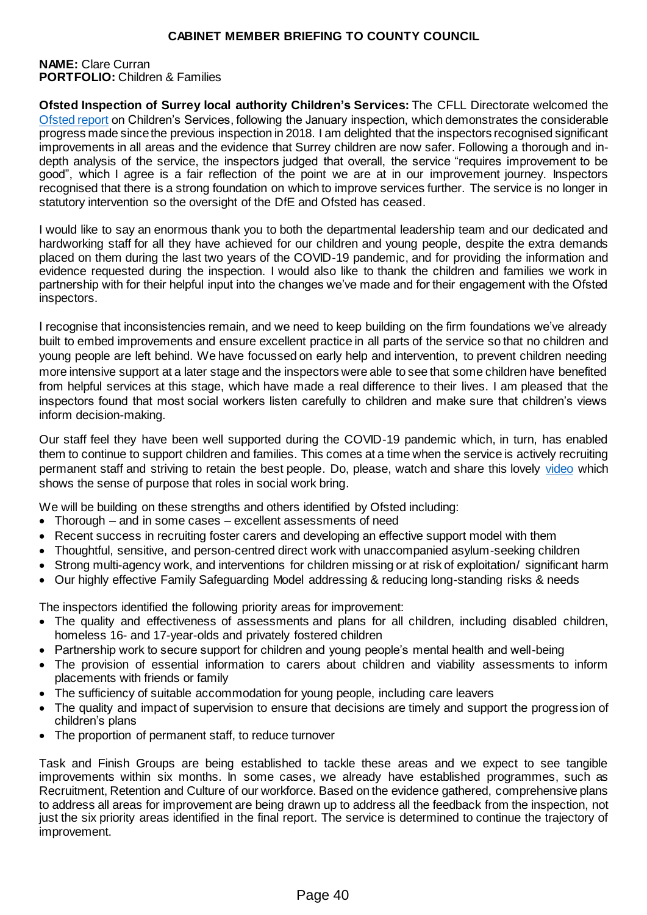# CABINET MEMBER BRIEFING TO COUNTY COUNCIL

**NAME:** Clare Curran
**PORTFOLIO:** Children & Families

**Ofsted Inspection of Surrey local authority Children's Services:** The CFLL Directorate welcomed the Ofsted report on Children's Services, following the January inspection, which demonstrates the considerable progress made since the previous inspection in 2018. I am delighted that the inspectors recognised significant improvements in all areas and the evidence that Surrey children are now safer. Following a thorough and in-depth analysis of the service, the inspectors judged that overall, the service "requires improvement to be good", which I agree is a fair reflection of the point we are at in our improvement journey. Inspectors recognised that there is a strong foundation on which to improve services further. The service is no longer in statutory intervention so the oversight of the DfE and Ofsted has ceased.

I would like to say an enormous thank you to both the departmental leadership team and our dedicated and hardworking staff for all they have achieved for our children and young people, despite the extra demands placed on them during the last two years of the COVID-19 pandemic, and for providing the information and evidence requested during the inspection. I would also like to thank the children and families we work in partnership with for their helpful input into the changes we've made and for their engagement with the Ofsted inspectors.

I recognise that inconsistencies remain, and we need to keep building on the firm foundations we've already built to embed improvements and ensure excellent practice in all parts of the service so that no children and young people are left behind. We have focussed on early help and intervention, to prevent children needing more intensive support at a later stage and the inspectors were able to see that some children have benefited from helpful services at this stage, which have made a real difference to their lives. I am pleased that the inspectors found that most social workers listen carefully to children and make sure that children's views inform decision-making.

Our staff feel they have been well supported during the COVID-19 pandemic which, in turn, has enabled them to continue to support children and families. This comes at a time when the service is actively recruiting permanent staff and striving to retain the best people. Do, please, watch and share this lovely video which shows the sense of purpose that roles in social work bring.

We will be building on these strengths and others identified by Ofsted including:

- Thorough – and in some cases – excellent assessments of need
- Recent success in recruiting foster carers and developing an effective support model with them
- Thoughtful, sensitive, and person-centred direct work with unaccompanied asylum-seeking children
- Strong multi-agency work, and interventions for children missing or at risk of exploitation/ significant harm
- Our highly effective Family Safeguarding Model addressing & reducing long-standing risks & needs

The inspectors identified the following priority areas for improvement:

- The quality and effectiveness of assessments and plans for all children, including disabled children, homeless 16- and 17-year-olds and privately fostered children
- Partnership work to secure support for children and young people's mental health and well-being
- The provision of essential information to carers about children and viability assessments to inform placements with friends or family
- The sufficiency of suitable accommodation for young people, including care leavers
- The quality and impact of supervision to ensure that decisions are timely and support the progression of children's plans
- The proportion of permanent staff, to reduce turnover

Task and Finish Groups are being established to tackle these areas and we expect to see tangible improvements within six months. In some cases, we already have established programmes, such as Recruitment, Retention and Culture of our workforce. Based on the evidence gathered, comprehensive plans to address all areas for improvement are being drawn up to address all the feedback from the inspection, not just the six priority areas identified in the final report. The service is determined to continue the trajectory of improvement.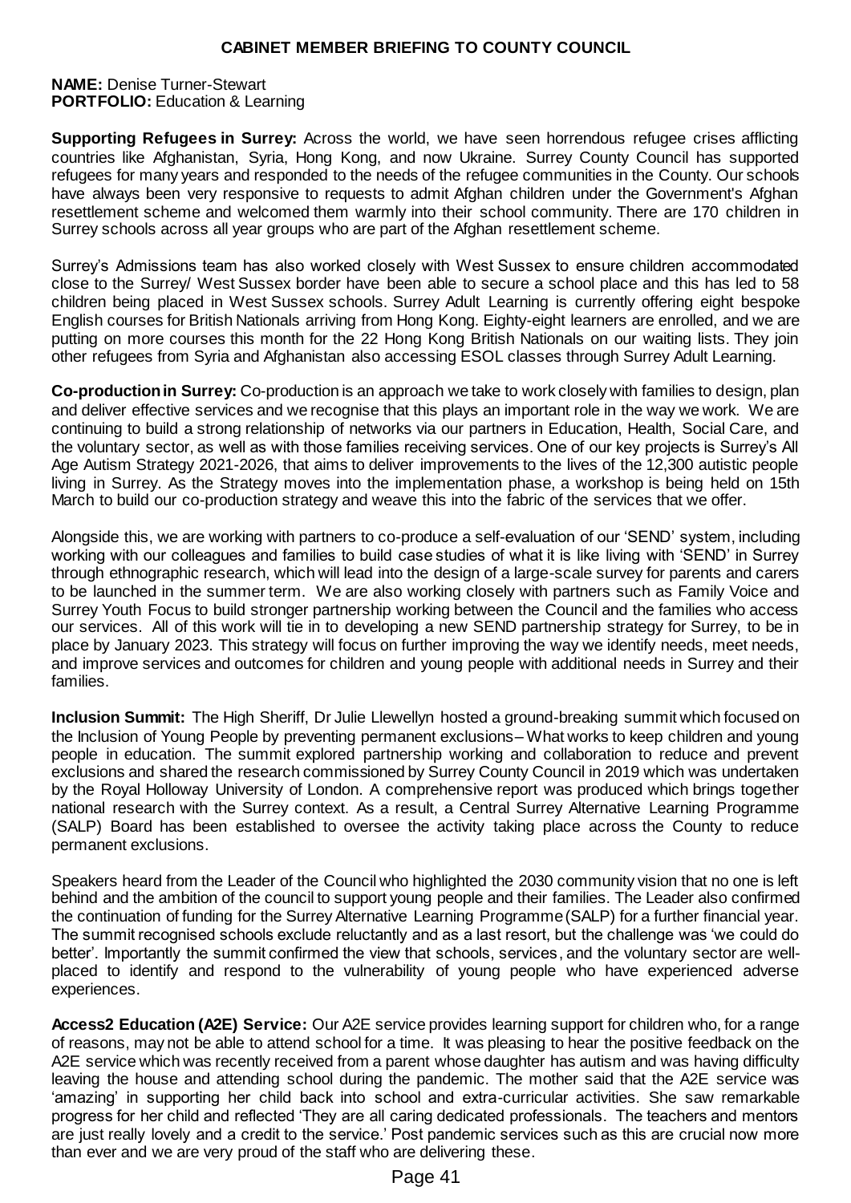# CABINET MEMBER BRIEFING TO COUNTY COUNCIL

**NAME:** Denise Turner-Stewart
**PORTFOLIO:** Education & Learning

**Supporting Refugees in Surrey:** Across the world, we have seen horrendous refugee crises afflicting countries like Afghanistan, Syria, Hong Kong, and now Ukraine. Surrey County Council has supported refugees for many years and responded to the needs of the refugee communities in the County. Our schools have always been very responsive to requests to admit Afghan children under the Government's Afghan resettlement scheme and welcomed them warmly into their school community. There are 170 children in Surrey schools across all year groups who are part of the Afghan resettlement scheme.

Surrey's Admissions team has also worked closely with West Sussex to ensure children accommodated close to the Surrey/ West Sussex border have been able to secure a school place and this has led to 58 children being placed in West Sussex schools. Surrey Adult Learning is currently offering eight bespoke English courses for British Nationals arriving from Hong Kong. Eighty-eight learners are enrolled, and we are putting on more courses this month for the 22 Hong Kong British Nationals on our waiting lists. They join other refugees from Syria and Afghanistan also accessing ESOL classes through Surrey Adult Learning.

**Co-production in Surrey:** Co-production is an approach we take to work closely with families to design, plan and deliver effective services and we recognise that this plays an important role in the way we work. We are continuing to build a strong relationship of networks via our partners in Education, Health, Social Care, and the voluntary sector, as well as with those families receiving services. One of our key projects is Surrey's All Age Autism Strategy 2021-2026, that aims to deliver improvements to the lives of the 12,300 autistic people living in Surrey. As the Strategy moves into the implementation phase, a workshop is being held on 15th March to build our co-production strategy and weave this into the fabric of the services that we offer.

Alongside this, we are working with partners to co-produce a self-evaluation of our 'SEND' system, including working with our colleagues and families to build case studies of what it is like living with 'SEND' in Surrey through ethnographic research, which will lead into the design of a large-scale survey for parents and carers to be launched in the summer term. We are also working closely with partners such as Family Voice and Surrey Youth Focus to build stronger partnership working between the Council and the families who access our services. All of this work will tie in to developing a new SEND partnership strategy for Surrey, to be in place by January 2023. This strategy will focus on further improving the way we identify needs, meet needs, and improve services and outcomes for children and young people with additional needs in Surrey and their families.

**Inclusion Summit:** The High Sheriff, Dr Julie Llewellyn hosted a ground-breaking summit which focused on the Inclusion of Young People by preventing permanent exclusions – What works to keep children and young people in education. The summit explored partnership working and collaboration to reduce and prevent exclusions and shared the research commissioned by Surrey County Council in 2019 which was undertaken by the Royal Holloway University of London. A comprehensive report was produced which brings together national research with the Surrey context. As a result, a Central Surrey Alternative Learning Programme (SALP) Board has been established to oversee the activity taking place across the County to reduce permanent exclusions.

Speakers heard from the Leader of the Council who highlighted the 2030 community vision that no one is left behind and the ambition of the council to support young people and their families. The Leader also confirmed the continuation of funding for the Surrey Alternative Learning Programme (SALP) for a further financial year. The summit recognised schools exclude reluctantly and as a last resort, but the challenge was 'we could do better'. Importantly the summit confirmed the view that schools, services, and the voluntary sector are well-placed to identify and respond to the vulnerability of young people who have experienced adverse experiences.

**Access2 Education (A2E) Service:** Our A2E service provides learning support for children who, for a range of reasons, may not be able to attend school for a time. It was pleasing to hear the positive feedback on the A2E service which was recently received from a parent whose daughter has autism and was having difficulty leaving the house and attending school during the pandemic. The mother said that the A2E service was 'amazing' in supporting her child back into school and extra-curricular activities. She saw remarkable progress for her child and reflected 'They are all caring dedicated professionals. The teachers and mentors are just really lovely and a credit to the service.' Post pandemic services such as this are crucial now more than ever and we are very proud of the staff who are delivering these.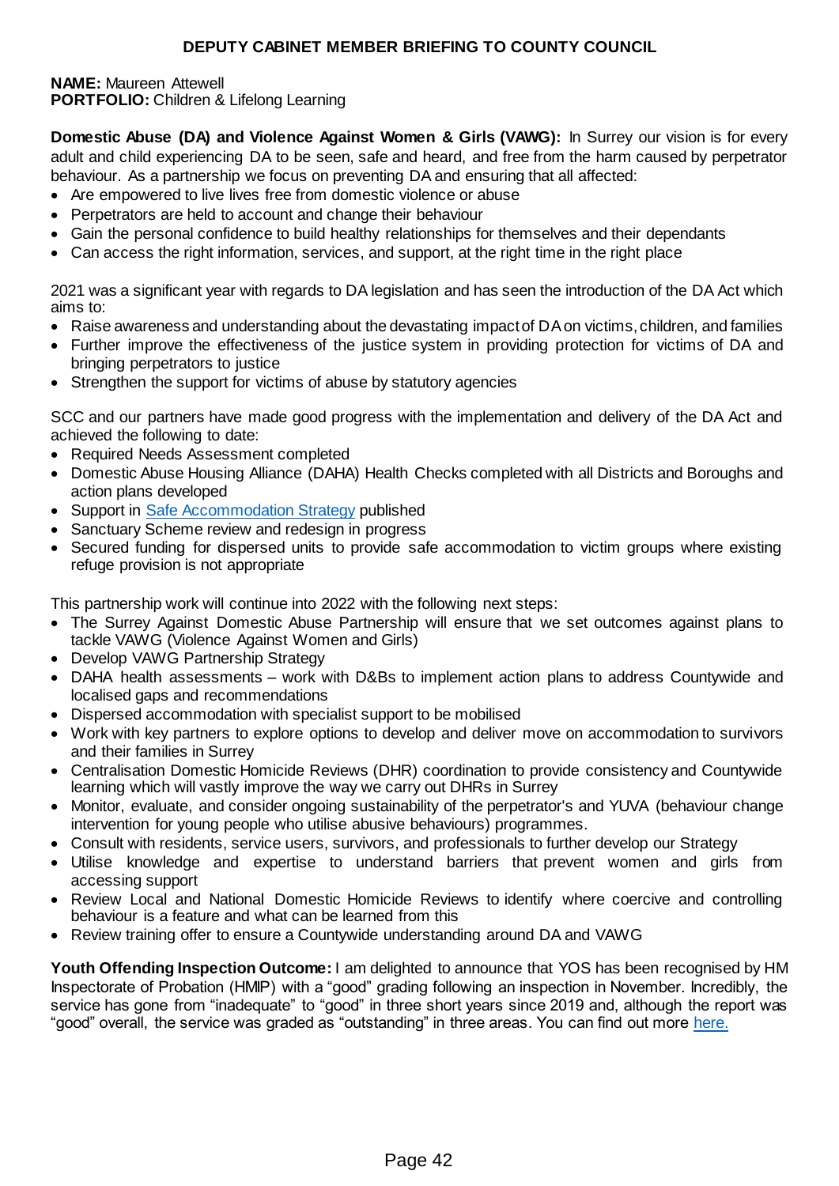**DEPUTY CABINET MEMBER BRIEFING TO COUNTY COUNCIL**

**NAME:** Maureen Attewell
**PORTFOLIO:** Children & Lifelong Learning

**Domestic Abuse (DA) and Violence Against Women & Girls (VAWG):** In Surrey our vision is for every adult and child experiencing DA to be seen, safe and heard, and free from the harm caused by perpetrator behaviour. As a partnership we focus on preventing DA and ensuring that all affected:

- Are empowered to live lives free from domestic violence or abuse
- Perpetrators are held to account and change their behaviour
- Gain the personal confidence to build healthy relationships for themselves and their dependants
- Can access the right information, services, and support, at the right time in the right place

2021 was a significant year with regards to DA legislation and has seen the introduction of the DA Act which aims to:

- Raise awareness and understanding about the devastating impact of DA on victims, children, and families
- Further improve the effectiveness of the justice system in providing protection for victims of DA and bringing perpetrators to justice
- Strengthen the support for victims of abuse by statutory agencies

SCC and our partners have made good progress with the implementation and delivery of the DA Act and achieved the following to date:

- Required Needs Assessment completed
- Domestic Abuse Housing Alliance (DAHA) Health Checks completed with all Districts and Boroughs and action plans developed
- Support in Safe Accommodation Strategy published
- Sanctuary Scheme review and redesign in progress
- Secured funding for dispersed units to provide safe accommodation to victim groups where existing refuge provision is not appropriate

This partnership work will continue into 2022 with the following next steps:

- The Surrey Against Domestic Abuse Partnership will ensure that we set outcomes against plans to tackle VAWG (Violence Against Women and Girls)
- Develop VAWG Partnership Strategy
- DAHA health assessments – work with D&Bs to implement action plans to address Countywide and localised gaps and recommendations
- Dispersed accommodation with specialist support to be mobilised
- Work with key partners to explore options to develop and deliver move on accommodation to survivors and their families in Surrey
- Centralisation Domestic Homicide Reviews (DHR) coordination to provide consistency and Countywide learning which will vastly improve the way we carry out DHRs in Surrey
- Monitor, evaluate, and consider ongoing sustainability of the perpetrator's and YUVA (behaviour change intervention for young people who utilise abusive behaviours) programmes.
- Consult with residents, service users, survivors, and professionals to further develop our Strategy
- Utilise knowledge and expertise to understand barriers that prevent women and girls from accessing support
- Review Local and National Domestic Homicide Reviews to identify where coercive and controlling behaviour is a feature and what can be learned from this
- Review training offer to ensure a Countywide understanding around DA and VAWG

**Youth Offending Inspection Outcome:** I am delighted to announce that YOS has been recognised by HM Inspectorate of Probation (HMIP) with a "good" grading following an inspection in November. Incredibly, the service has gone from "inadequate" to "good" in three short years since 2019 and, although the report was "good" overall, the service was graded as "outstanding" in three areas. You can find out more here.